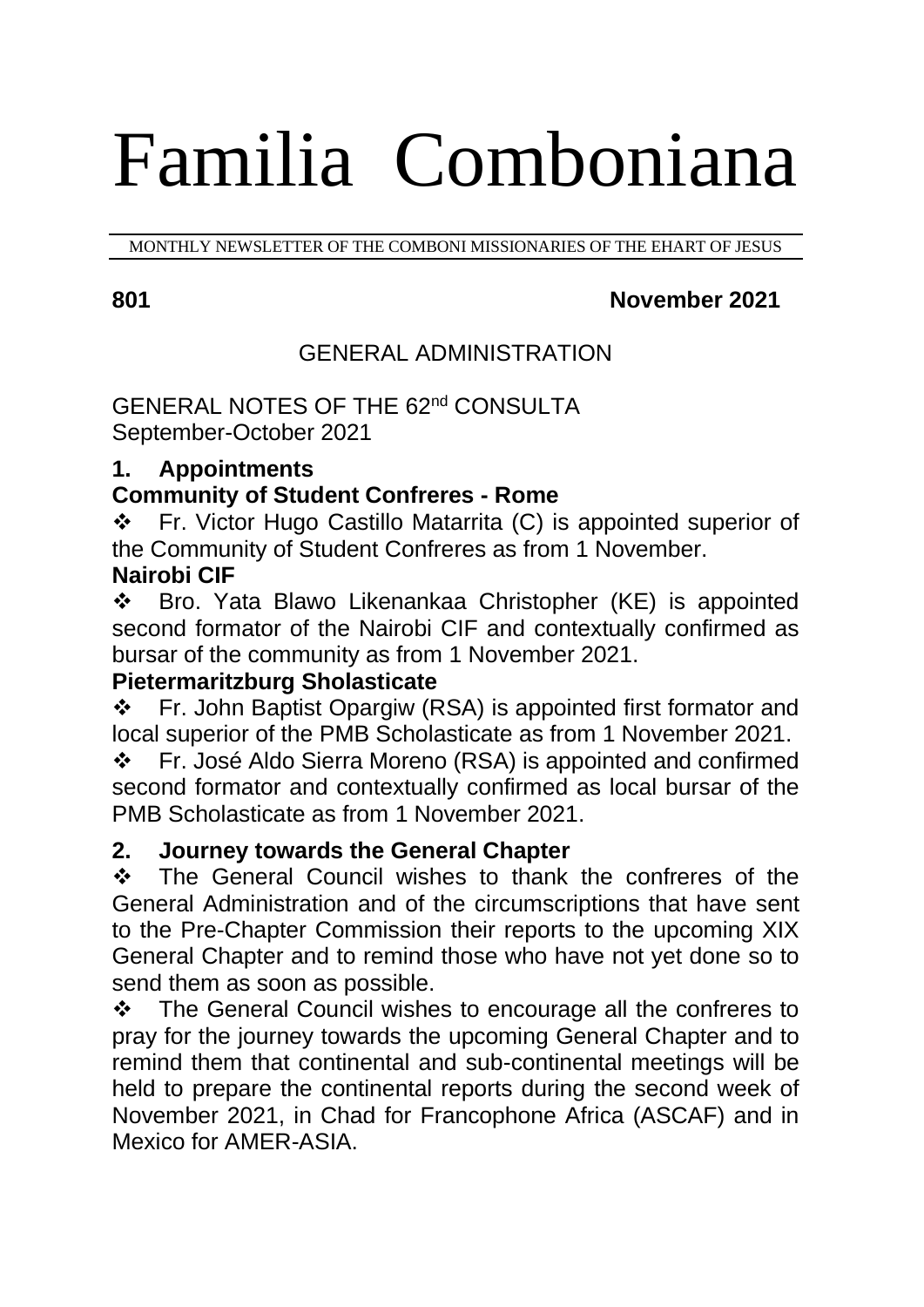# Familia Comboniana

MONTHLY NEWSLETTER OF THE COMBONI MISSIONARIES OF THE EHART OF JESUS

**801** **November 2021**

## GENERAL ADMINISTRATION

GENERAL NOTES OF THE 62nd CONSULTA
September-October 2021

### 1. Appointments

**Community of Student Confreres - Rome**

- Fr. Victor Hugo Castillo Matarrita (C) is appointed superior of the Community of Student Confreres as from 1 November.

**Nairobi CIF**

- Bro. Yata Blawo Likenankaa Christopher (KE) is appointed second formator of the Nairobi CIF and contextually confirmed as bursar of the community as from 1 November 2021.

**Pietermaritzburg Sholasticate**

- Fr. John Baptist Opargiw (RSA) is appointed first formator and local superior of the PMB Scholasticate as from 1 November 2021.
- Fr. José Aldo Sierra Moreno (RSA) is appointed and confirmed second formator and contextually confirmed as local bursar of the PMB Scholasticate as from 1 November 2021.

### 2. Journey towards the General Chapter

- The General Council wishes to thank the confreres of the General Administration and of the circumscriptions that have sent to the Pre-Chapter Commission their reports to the upcoming XIX General Chapter and to remind those who have not yet done so to send them as soon as possible.
- The General Council wishes to encourage all the confreres to pray for the journey towards the upcoming General Chapter and to remind them that continental and sub-continental meetings will be held to prepare the continental reports during the second week of November 2021, in Chad for Francophone Africa (ASCAF) and in Mexico for AMER-ASIA.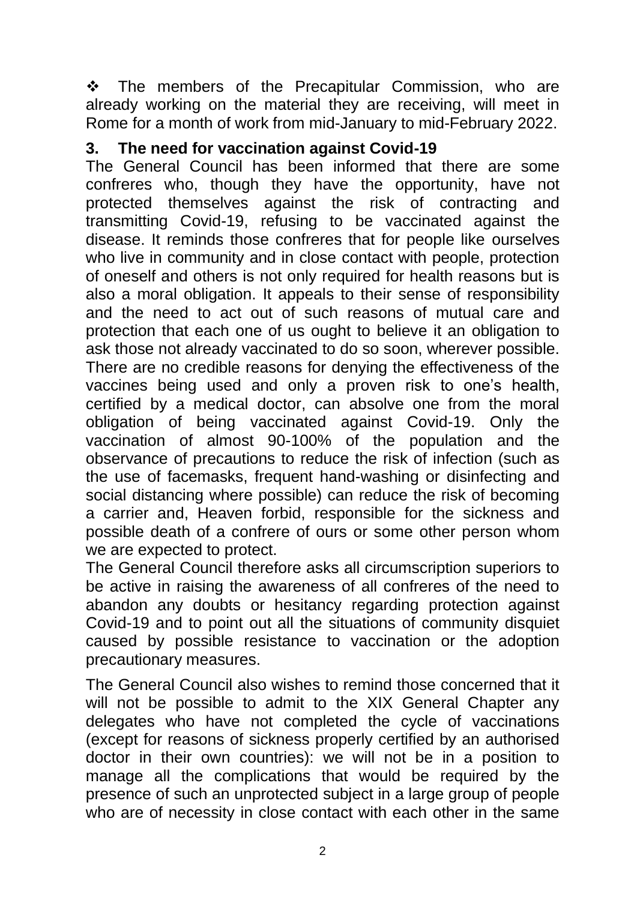- The members of the Precapitular Commission, who are already working on the material they are receiving, will meet in Rome for a month of work from mid-January to mid-February 2022.

## 3. The need for vaccination against Covid-19

The General Council has been informed that there are some confreres who, though they have the opportunity, have not protected themselves against the risk of contracting and transmitting Covid-19, refusing to be vaccinated against the disease. It reminds those confreres that for people like ourselves who live in community and in close contact with people, protection of oneself and others is not only required for health reasons but is also a moral obligation. It appeals to their sense of responsibility and the need to act out of such reasons of mutual care and protection that each one of us ought to believe it an obligation to ask those not already vaccinated to do so soon, wherever possible. There are no credible reasons for denying the effectiveness of the vaccines being used and only a proven risk to one's health, certified by a medical doctor, can absolve one from the moral obligation of being vaccinated against Covid-19. Only the vaccination of almost 90-100% of the population and the observance of precautions to reduce the risk of infection (such as the use of facemasks, frequent hand-washing or disinfecting and social distancing where possible) can reduce the risk of becoming a carrier and, Heaven forbid, responsible for the sickness and possible death of a confrere of ours or some other person whom we are expected to protect.

The General Council therefore asks all circumscription superiors to be active in raising the awareness of all confreres of the need to abandon any doubts or hesitancy regarding protection against Covid-19 and to point out all the situations of community disquiet caused by possible resistance to vaccination or the adoption precautionary measures.

The General Council also wishes to remind those concerned that it will not be possible to admit to the XIX General Chapter any delegates who have not completed the cycle of vaccinations (except for reasons of sickness properly certified by an authorised doctor in their own countries): we will not be in a position to manage all the complications that would be required by the presence of such an unprotected subject in a large group of people who are of necessity in close contact with each other in the same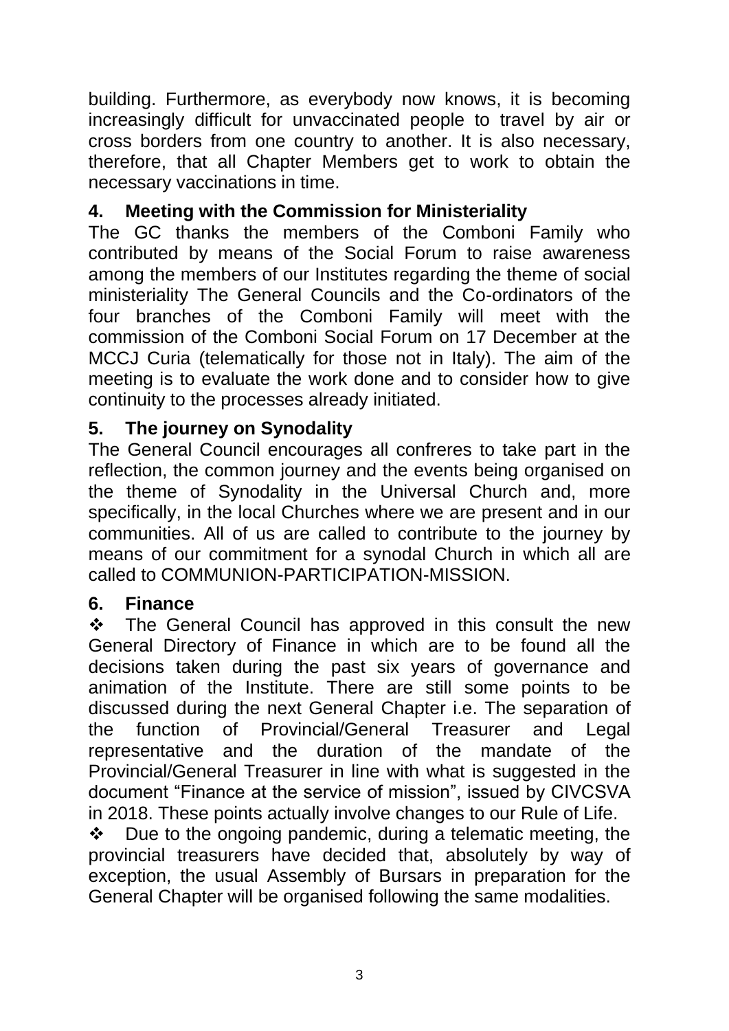building. Furthermore, as everybody now knows, it is becoming increasingly difficult for unvaccinated people to travel by air or cross borders from one country to another. It is also necessary, therefore, that all Chapter Members get to work to obtain the necessary vaccinations in time.

## 4. Meeting with the Commission for Ministeriality

The GC thanks the members of the Comboni Family who contributed by means of the Social Forum to raise awareness among the members of our Institutes regarding the theme of social ministeriality The General Councils and the Co-ordinators of the four branches of the Comboni Family will meet with the commission of the Comboni Social Forum on 17 December at the MCCJ Curia (telematically for those not in Italy). The aim of the meeting is to evaluate the work done and to consider how to give continuity to the processes already initiated.

## 5. The journey on Synodality

The General Council encourages all confreres to take part in the reflection, the common journey and the events being organised on the theme of Synodality in the Universal Church and, more specifically, in the local Churches where we are present and in our communities. All of us are called to contribute to the journey by means of our commitment for a synodal Church in which all are called to COMMUNION-PARTICIPATION-MISSION.

## 6. Finance

- ❖ The General Council has approved in this consult the new General Directory of Finance in which are to be found all the decisions taken during the past six years of governance and animation of the Institute. There are still some points to be discussed during the next General Chapter i.e. The separation of the function of Provincial/General Treasurer and Legal representative and the duration of the mandate of the Provincial/General Treasurer in line with what is suggested in the document "Finance at the service of mission", issued by CIVCSVA in 2018. These points actually involve changes to our Rule of Life.
- ❖ Due to the ongoing pandemic, during a telematic meeting, the provincial treasurers have decided that, absolutely by way of exception, the usual Assembly of Bursars in preparation for the General Chapter will be organised following the same modalities.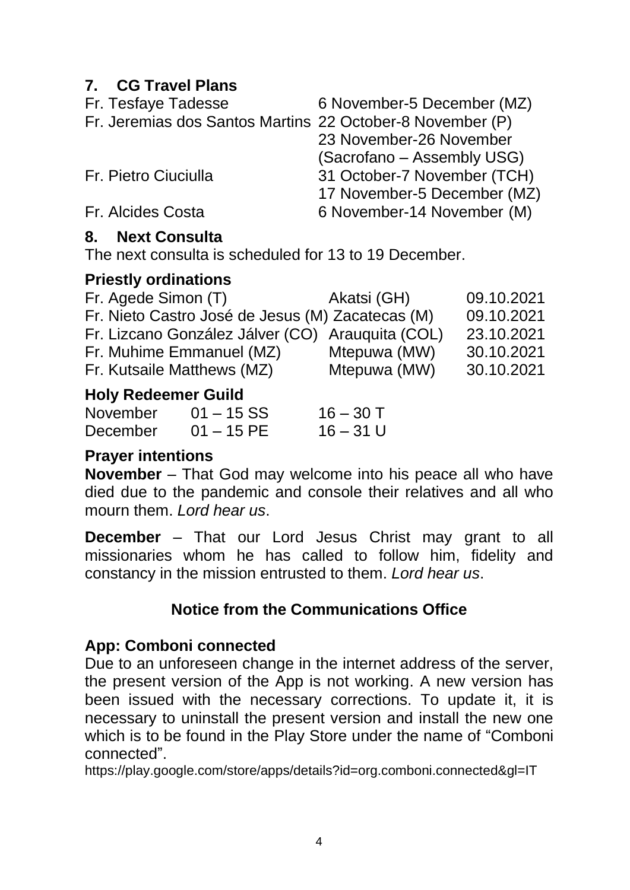## 7. CG Travel Plans

| | |
|---|---|
| Fr. Tesfaye Tadesse | 6 November-5 December (MZ) |
| Fr. Jeremias dos Santos Martins | 22 October-8 November (P) |
| | 23 November-26 November (Sacrofano – Assembly USG) |
| Fr. Pietro Ciuciulla | 31 October-7 November (TCH) |
| | 17 November-5 December (MZ) |
| Fr. Alcides Costa | 6 November-14 November (M) |

## 8. Next Consulta

The next consulta is scheduled for 13 to 19 December.

### Priestly ordinations

| | | |
|---|---|---|
| Fr. Agede Simon (T) | Akatsi (GH) | 09.10.2021 |
| Fr. Nieto Castro José de Jesus (M) | Zacatecas (M) | 09.10.2021 |
| Fr. Lizcano González Jálver (CO) | Arauquita (COL) | 23.10.2021 |
| Fr. Muhime Emmanuel (MZ) | Mtepuwa (MW) | 30.10.2021 |
| Fr. Kutsaile Matthews (MZ) | Mtepuwa (MW) | 30.10.2021 |

### Holy Redeemer Guild

| | | |
|---|---|---|
| November | 01 – 15 SS | 16 – 30 T |
| December | 01 – 15 PE | 16 – 31 U |

### Prayer intentions

**November** – That God may welcome into his peace all who have died due to the pandemic and console their relatives and all who mourn them. *Lord hear us*.

**December** – That our Lord Jesus Christ may grant to all missionaries whom he has called to follow him, fidelity and constancy in the mission entrusted to them. *Lord hear us*.

## Notice from the Communications Office

### App: Comboni connected

Due to an unforeseen change in the internet address of the server, the present version of the App is not working. A new version has been issued with the necessary corrections. To update it, it is necessary to uninstall the present version and install the new one which is to be found in the Play Store under the name of "Comboni connected".

https://play.google.com/store/apps/details?id=org.comboni.connected&gl=IT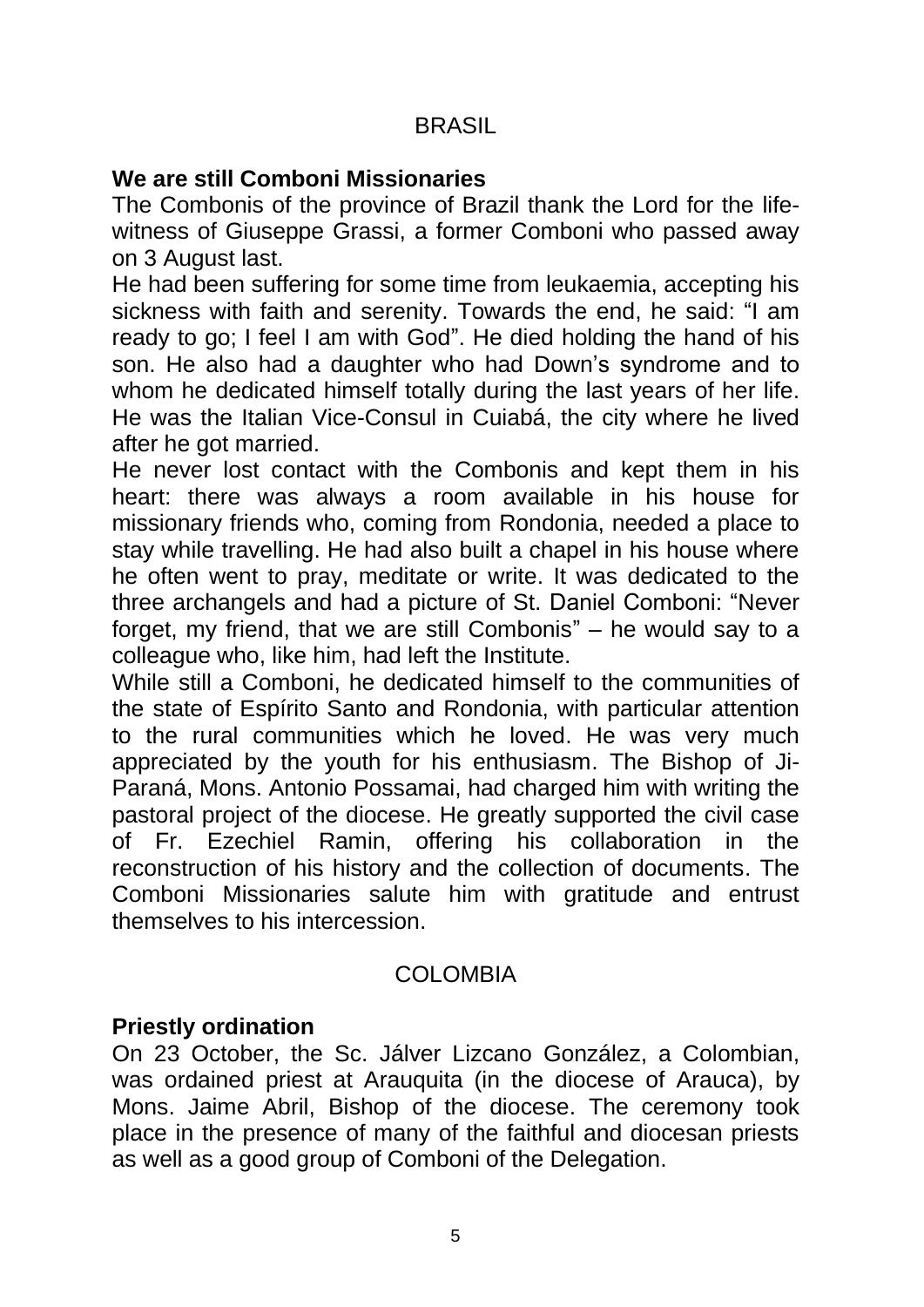## BRASIL

### We are still Comboni Missionaries

The Combonis of the province of Brazil thank the Lord for the life-witness of Giuseppe Grassi, a former Comboni who passed away on 3 August last.

He had been suffering for some time from leukaemia, accepting his sickness with faith and serenity. Towards the end, he said: "I am ready to go; I feel I am with God". He died holding the hand of his son. He also had a daughter who had Down's syndrome and to whom he dedicated himself totally during the last years of her life. He was the Italian Vice-Consul in Cuiabá, the city where he lived after he got married.

He never lost contact with the Combonis and kept them in his heart: there was always a room available in his house for missionary friends who, coming from Rondonia, needed a place to stay while travelling. He had also built a chapel in his house where he often went to pray, meditate or write. It was dedicated to the three archangels and had a picture of St. Daniel Comboni: "Never forget, my friend, that we are still Combonis" – he would say to a colleague who, like him, had left the Institute.

While still a Comboni, he dedicated himself to the communities of the state of Espírito Santo and Rondonia, with particular attention to the rural communities which he loved. He was very much appreciated by the youth for his enthusiasm. The Bishop of Ji-Paraná, Mons. Antonio Possamai, had charged him with writing the pastoral project of the diocese. He greatly supported the civil case of Fr. Ezechiel Ramin, offering his collaboration in the reconstruction of his history and the collection of documents. The Comboni Missionaries salute him with gratitude and entrust themselves to his intercession.

## COLOMBIA

### Priestly ordination

On 23 October, the Sc. Jálver Lizcano González, a Colombian, was ordained priest at Arauquita (in the diocese of Arauca), by Mons. Jaime Abril, Bishop of the diocese. The ceremony took place in the presence of many of the faithful and diocesan priests as well as a good group of Comboni of the Delegation.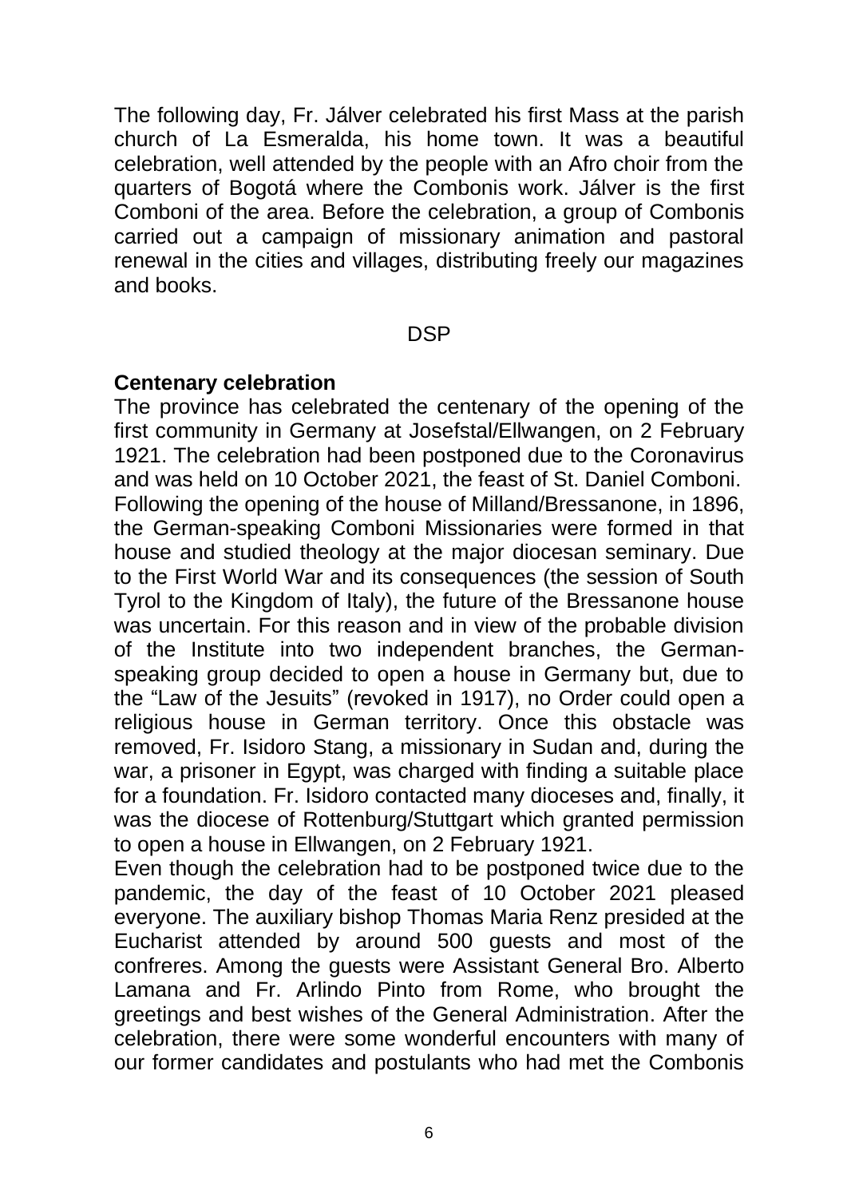The following day, Fr. Jálver celebrated his first Mass at the parish church of La Esmeralda, his home town. It was a beautiful celebration, well attended by the people with an Afro choir from the quarters of Bogotá where the Combonis work. Jálver is the first Comboni of the area. Before the celebration, a group of Combonis carried out a campaign of missionary animation and pastoral renewal in the cities and villages, distributing freely our magazines and books.

## DSP

### Centenary celebration

The province has celebrated the centenary of the opening of the first community in Germany at Josefstal/Ellwangen, on 2 February 1921. The celebration had been postponed due to the Coronavirus and was held on 10 October 2021, the feast of St. Daniel Comboni. Following the opening of the house of Milland/Bressanone, in 1896, the German-speaking Comboni Missionaries were formed in that house and studied theology at the major diocesan seminary. Due to the First World War and its consequences (the session of South Tyrol to the Kingdom of Italy), the future of the Bressanone house was uncertain. For this reason and in view of the probable division of the Institute into two independent branches, the German-speaking group decided to open a house in Germany but, due to the "Law of the Jesuits" (revoked in 1917), no Order could open a religious house in German territory. Once this obstacle was removed, Fr. Isidoro Stang, a missionary in Sudan and, during the war, a prisoner in Egypt, was charged with finding a suitable place for a foundation. Fr. Isidoro contacted many dioceses and, finally, it was the diocese of Rottenburg/Stuttgart which granted permission to open a house in Ellwangen, on 2 February 1921.

Even though the celebration had to be postponed twice due to the pandemic, the day of the feast of 10 October 2021 pleased everyone. The auxiliary bishop Thomas Maria Renz presided at the Eucharist attended by around 500 guests and most of the confreres. Among the guests were Assistant General Bro. Alberto Lamana and Fr. Arlindo Pinto from Rome, who brought the greetings and best wishes of the General Administration. After the celebration, there were some wonderful encounters with many of our former candidates and postulants who had met the Combonis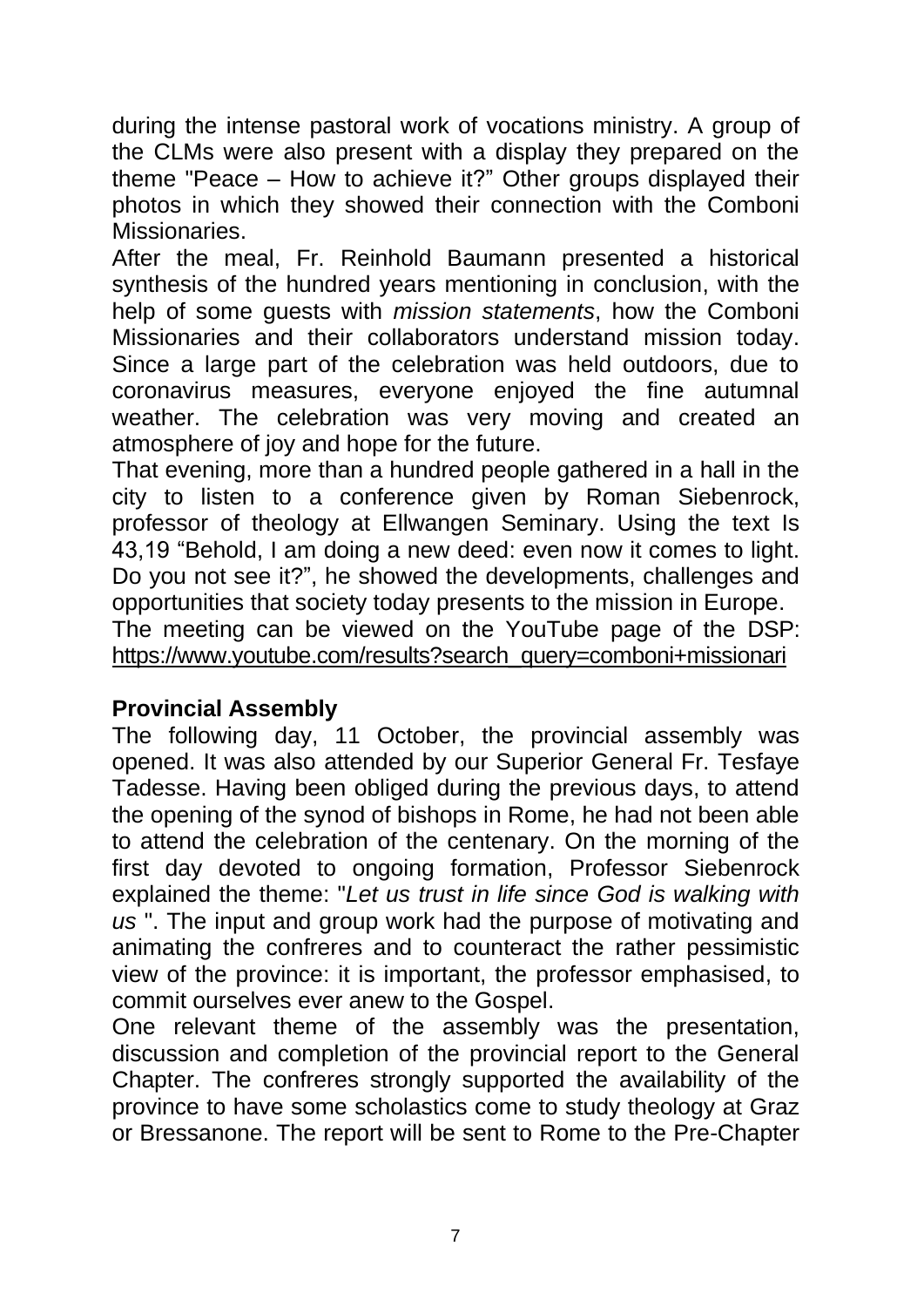during the intense pastoral work of vocations ministry. A group of the CLMs were also present with a display they prepared on the theme "Peace – How to achieve it?" Other groups displayed their photos in which they showed their connection with the Comboni Missionaries.

After the meal, Fr. Reinhold Baumann presented a historical synthesis of the hundred years mentioning in conclusion, with the help of some guests with *mission statements*, how the Comboni Missionaries and their collaborators understand mission today. Since a large part of the celebration was held outdoors, due to coronavirus measures, everyone enjoyed the fine autumnal weather. The celebration was very moving and created an atmosphere of joy and hope for the future.

That evening, more than a hundred people gathered in a hall in the city to listen to a conference given by Roman Siebenrock, professor of theology at Ellwangen Seminary. Using the text Is 43,19 "Behold, I am doing a new deed: even now it comes to light. Do you not see it?", he showed the developments, challenges and opportunities that society today presents to the mission in Europe.

The meeting can be viewed on the YouTube page of the DSP: https://www.youtube.com/results?search_query=comboni+missionari

**Provincial Assembly**

The following day, 11 October, the provincial assembly was opened. It was also attended by our Superior General Fr. Tesfaye Tadesse. Having been obliged during the previous days, to attend the opening of the synod of bishops in Rome, he had not been able to attend the celebration of the centenary. On the morning of the first day devoted to ongoing formation, Professor Siebenrock explained the theme: "*Let us trust in life since God is walking with us* ". The input and group work had the purpose of motivating and animating the confreres and to counteract the rather pessimistic view of the province: it is important, the professor emphasised, to commit ourselves ever anew to the Gospel.

One relevant theme of the assembly was the presentation, discussion and completion of the provincial report to the General Chapter. The confreres strongly supported the availability of the province to have some scholastics come to study theology at Graz or Bressanone. The report will be sent to Rome to the Pre-Chapter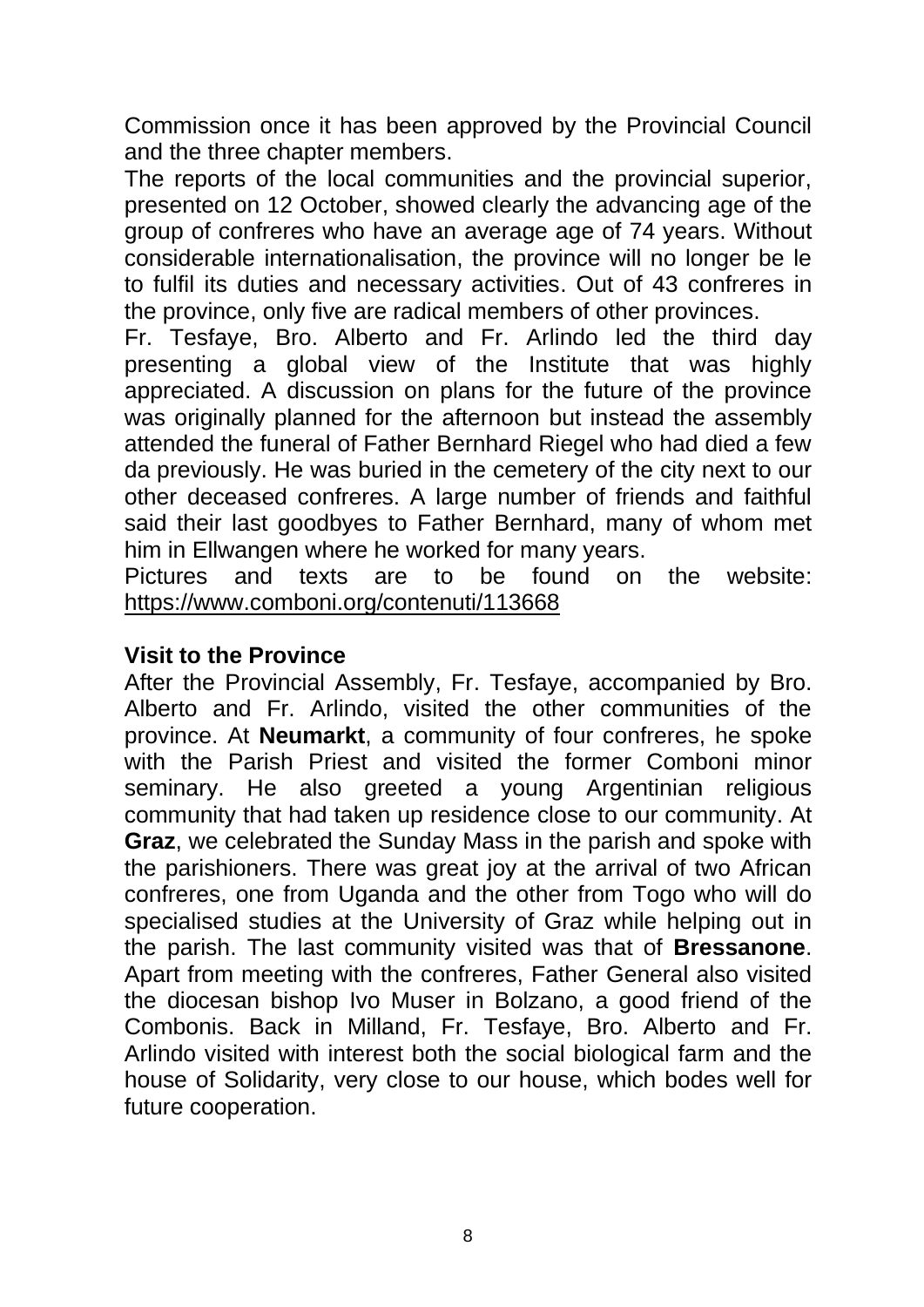Commission once it has been approved by the Provincial Council and the three chapter members.

The reports of the local communities and the provincial superior, presented on 12 October, showed clearly the advancing age of the group of confreres who have an average age of 74 years. Without considerable internationalisation, the province will no longer be le to fulfil its duties and necessary activities. Out of 43 confreres in the province, only five are radical members of other provinces.

Fr. Tesfaye, Bro. Alberto and Fr. Arlindo led the third day presenting a global view of the Institute that was highly appreciated. A discussion on plans for the future of the province was originally planned for the afternoon but instead the assembly attended the funeral of Father Bernhard Riegel who had died a few da previously. He was buried in the cemetery of the city next to our other deceased confreres. A large number of friends and faithful said their last goodbyes to Father Bernhard, many of whom met him in Ellwangen where he worked for many years.

Pictures and texts are to be found on the website: https://www.comboni.org/contenuti/113668

**Visit to the Province**

After the Provincial Assembly, Fr. Tesfaye, accompanied by Bro. Alberto and Fr. Arlindo, visited the other communities of the province. At **Neumarkt**, a community of four confreres, he spoke with the Parish Priest and visited the former Comboni minor seminary. He also greeted a young Argentinian religious community that had taken up residence close to our community. At **Graz**, we celebrated the Sunday Mass in the parish and spoke with the parishioners. There was great joy at the arrival of two African confreres, one from Uganda and the other from Togo who will do specialised studies at the University of Graz while helping out in the parish. The last community visited was that of **Bressanone**. Apart from meeting with the confreres, Father General also visited the diocesan bishop Ivo Muser in Bolzano, a good friend of the Combonis. Back in Milland, Fr. Tesfaye, Bro. Alberto and Fr. Arlindo visited with interest both the social biological farm and the house of Solidarity, very close to our house, which bodes well for future cooperation.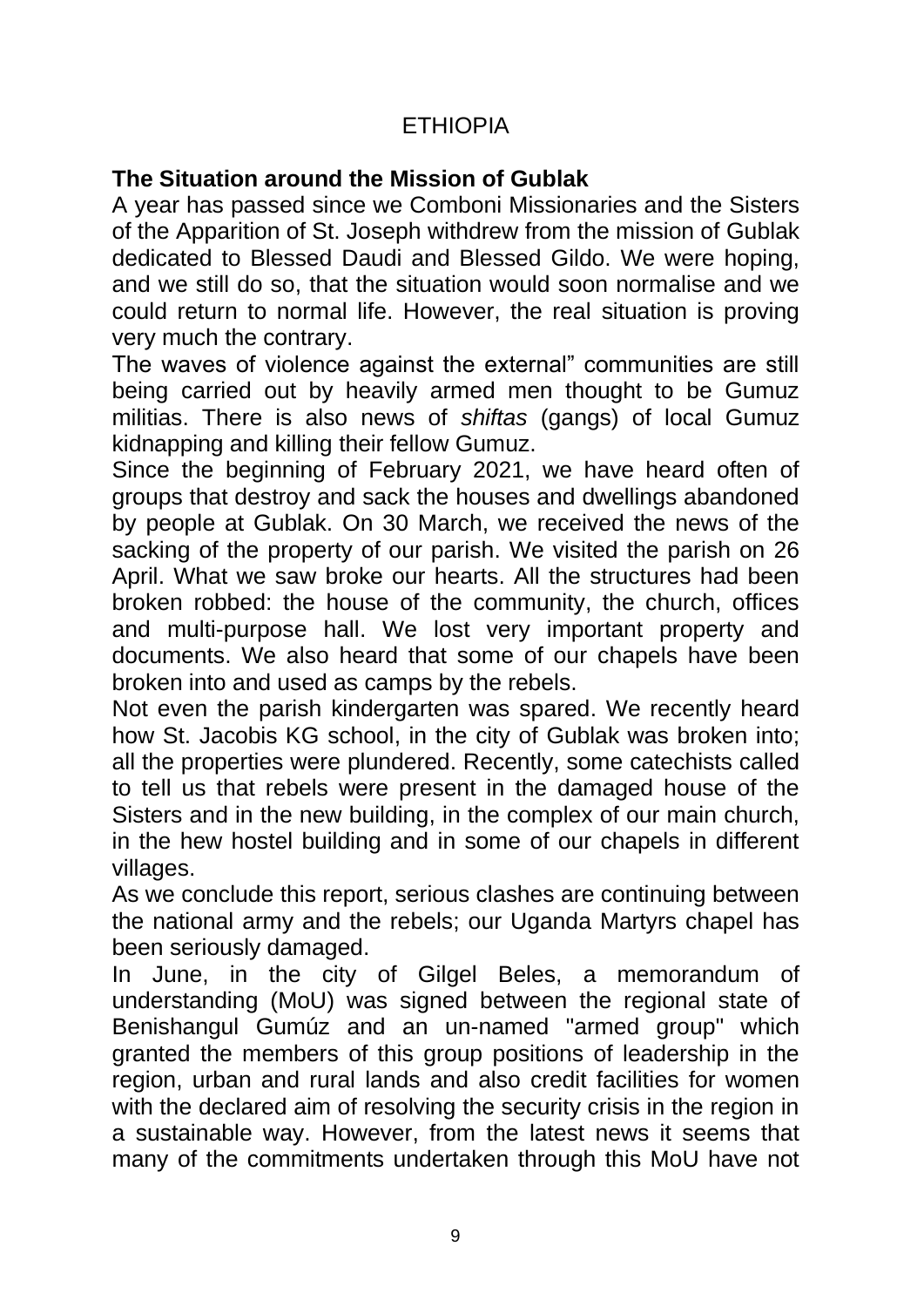# ETHIOPIA

## The Situation around the Mission of Gublak

A year has passed since we Comboni Missionaries and the Sisters of the Apparition of St. Joseph withdrew from the mission of Gublak dedicated to Blessed Daudi and Blessed Gildo. We were hoping, and we still do so, that the situation would soon normalise and we could return to normal life. However, the real situation is proving very much the contrary.

The waves of violence against the external" communities are still being carried out by heavily armed men thought to be Gumuz militias. There is also news of *shiftas* (gangs) of local Gumuz kidnapping and killing their fellow Gumuz.

Since the beginning of February 2021, we have heard often of groups that destroy and sack the houses and dwellings abandoned by people at Gublak. On 30 March, we received the news of the sacking of the property of our parish. We visited the parish on 26 April. What we saw broke our hearts. All the structures had been broken robbed: the house of the community, the church, offices and multi-purpose hall. We lost very important property and documents. We also heard that some of our chapels have been broken into and used as camps by the rebels.

Not even the parish kindergarten was spared. We recently heard how St. Jacobis KG school, in the city of Gublak was broken into; all the properties were plundered. Recently, some catechists called to tell us that rebels were present in the damaged house of the Sisters and in the new building, in the complex of our main church, in the hew hostel building and in some of our chapels in different villages.

As we conclude this report, serious clashes are continuing between the national army and the rebels; our Uganda Martyrs chapel has been seriously damaged.

In June, in the city of Gilgel Beles, a memorandum of understanding (MoU) was signed between the regional state of Benishangul Gumúz and an un-named "armed group" which granted the members of this group positions of leadership in the region, urban and rural lands and also credit facilities for women with the declared aim of resolving the security crisis in the region in a sustainable way. However, from the latest news it seems that many of the commitments undertaken through this MoU have not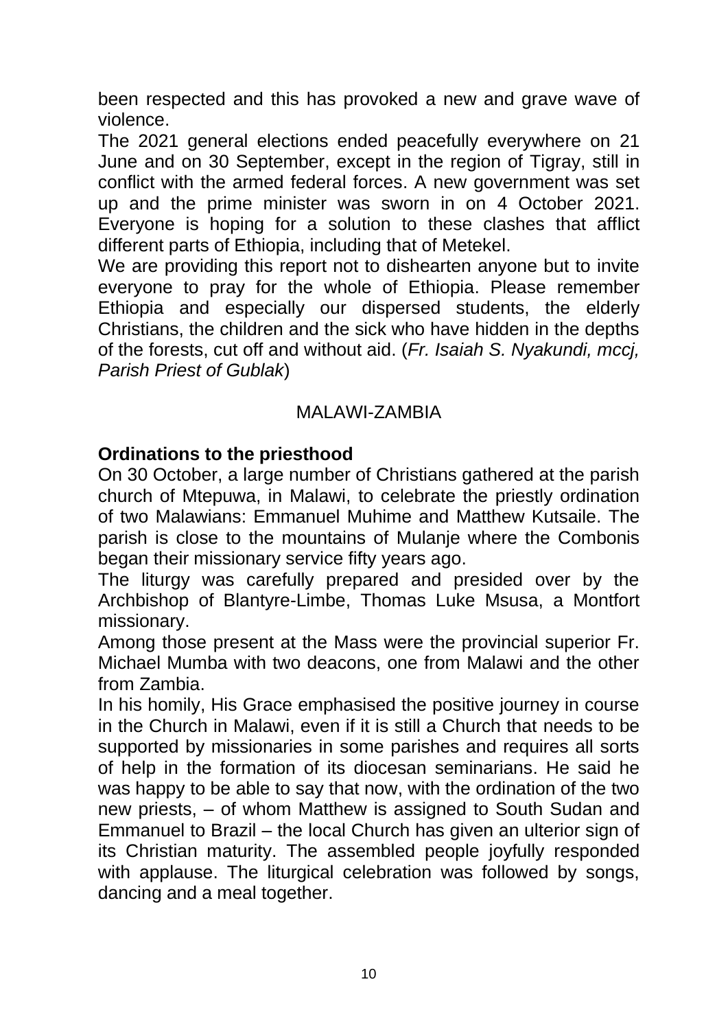been respected and this has provoked a new and grave wave of violence.

The 2021 general elections ended peacefully everywhere on 21 June and on 30 September, except in the region of Tigray, still in conflict with the armed federal forces. A new government was set up and the prime minister was sworn in on 4 October 2021. Everyone is hoping for a solution to these clashes that afflict different parts of Ethiopia, including that of Metekel.

We are providing this report not to dishearten anyone but to invite everyone to pray for the whole of Ethiopia. Please remember Ethiopia and especially our dispersed students, the elderly Christians, the children and the sick who have hidden in the depths of the forests, cut off and without aid. (*Fr. Isaiah S. Nyakundi, mccj, Parish Priest of Gublak*)

## MALAWI-ZAMBIA

**Ordinations to the priesthood**

On 30 October, a large number of Christians gathered at the parish church of Mtepuwa, in Malawi, to celebrate the priestly ordination of two Malawians: Emmanuel Muhime and Matthew Kutsaile. The parish is close to the mountains of Mulanje where the Combonis began their missionary service fifty years ago.

The liturgy was carefully prepared and presided over by the Archbishop of Blantyre-Limbe, Thomas Luke Msusa, a Montfort missionary.

Among those present at the Mass were the provincial superior Fr. Michael Mumba with two deacons, one from Malawi and the other from Zambia.

In his homily, His Grace emphasised the positive journey in course in the Church in Malawi, even if it is still a Church that needs to be supported by missionaries in some parishes and requires all sorts of help in the formation of its diocesan seminarians. He said he was happy to be able to say that now, with the ordination of the two new priests, – of whom Matthew is assigned to South Sudan and Emmanuel to Brazil – the local Church has given an ulterior sign of its Christian maturity. The assembled people joyfully responded with applause. The liturgical celebration was followed by songs, dancing and a meal together.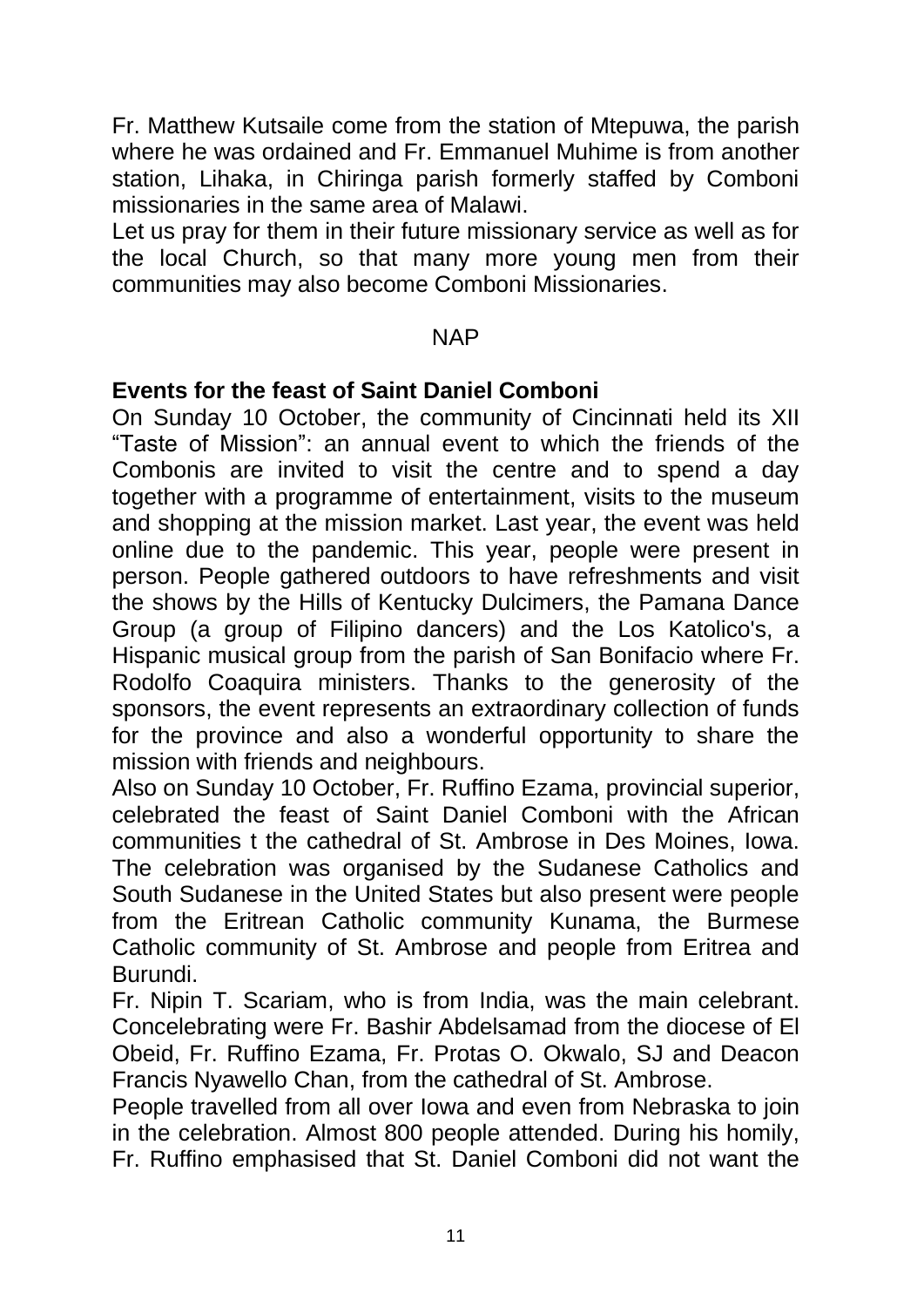Fr. Matthew Kutsaile come from the station of Mtepuwa, the parish where he was ordained and Fr. Emmanuel Muhime is from another station, Lihaka, in Chiringa parish formerly staffed by Comboni missionaries in the same area of Malawi.
Let us pray for them in their future missionary service as well as for the local Church, so that many more young men from their communities may also become Comboni Missionaries.

NAP

**Events for the feast of Saint Daniel Comboni**
On Sunday 10 October, the community of Cincinnati held its XII “Taste of Mission”: an annual event to which the friends of the Combonis are invited to visit the centre and to spend a day together with a programme of entertainment, visits to the museum and shopping at the mission market. Last year, the event was held online due to the pandemic. This year, people were present in person. People gathered outdoors to have refreshments and visit the shows by the Hills of Kentucky Dulcimers, the Pamana Dance Group (a group of Filipino dancers) and the Los Katolico's, a Hispanic musical group from the parish of San Bonifacio where Fr. Rodolfo Coaquira ministers. Thanks to the generosity of the sponsors, the event represents an extraordinary collection of funds for the province and also a wonderful opportunity to share the mission with friends and neighbours.
Also on Sunday 10 October, Fr. Ruffino Ezama, provincial superior, celebrated the feast of Saint Daniel Comboni with the African communities t the cathedral of St. Ambrose in Des Moines, Iowa. The celebration was organised by the Sudanese Catholics and South Sudanese in the United States but also present were people from the Eritrean Catholic community Kunama, the Burmese Catholic community of St. Ambrose and people from Eritrea and Burundi.
Fr. Nipin T. Scariam, who is from India, was the main celebrant. Concelebrating were Fr. Bashir Abdelsamad from the diocese of El Obeid, Fr. Ruffino Ezama, Fr. Protas O. Okwalo, SJ and Deacon Francis Nyawello Chan, from the cathedral of St. Ambrose.
People travelled from all over Iowa and even from Nebraska to join in the celebration. Almost 800 people attended. During his homily, Fr. Ruffino emphasised that St. Daniel Comboni did not want the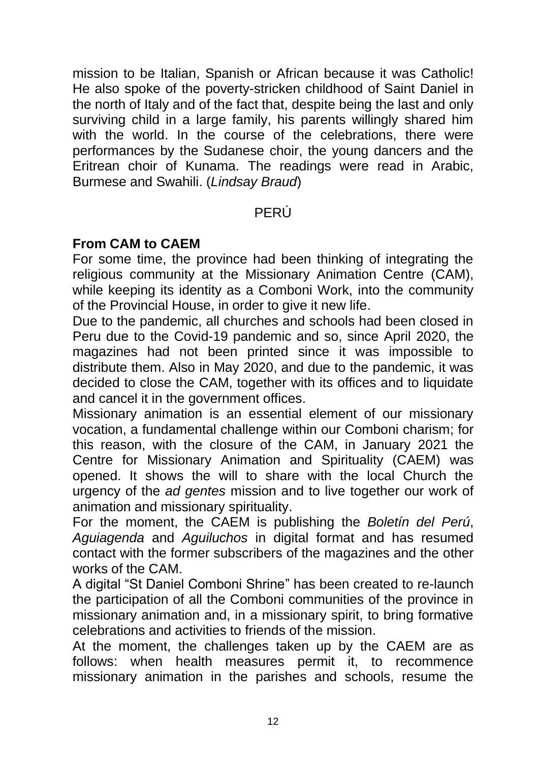mission to be Italian, Spanish or African because it was Catholic! He also spoke of the poverty-stricken childhood of Saint Daniel in the north of Italy and of the fact that, despite being the last and only surviving child in a large family, his parents willingly shared him with the world. In the course of the celebrations, there were performances by the Sudanese choir, the young dancers and the Eritrean choir of Kunama. The readings were read in Arabic, Burmese and Swahili. (*Lindsay Braud*)

## PERÚ

**From CAM to CAEM**

For some time, the province had been thinking of integrating the religious community at the Missionary Animation Centre (CAM), while keeping its identity as a Comboni Work, into the community of the Provincial House, in order to give it new life.

Due to the pandemic, all churches and schools had been closed in Peru due to the Covid-19 pandemic and so, since April 2020, the magazines had not been printed since it was impossible to distribute them. Also in May 2020, and due to the pandemic, it was decided to close the CAM, together with its offices and to liquidate and cancel it in the government offices.

Missionary animation is an essential element of our missionary vocation, a fundamental challenge within our Comboni charism; for this reason, with the closure of the CAM, in January 2021 the Centre for Missionary Animation and Spirituality (CAEM) was opened. It shows the will to share with the local Church the urgency of the *ad gentes* mission and to live together our work of animation and missionary spirituality.

For the moment, the CAEM is publishing the *Boletín del Perú*, *Aguiagenda* and *Aguiluchos* in digital format and has resumed contact with the former subscribers of the magazines and the other works of the CAM.

A digital "St Daniel Comboni Shrine" has been created to re-launch the participation of all the Comboni communities of the province in missionary animation and, in a missionary spirit, to bring formative celebrations and activities to friends of the mission.

At the moment, the challenges taken up by the CAEM are as follows: when health measures permit it, to recommence missionary animation in the parishes and schools, resume the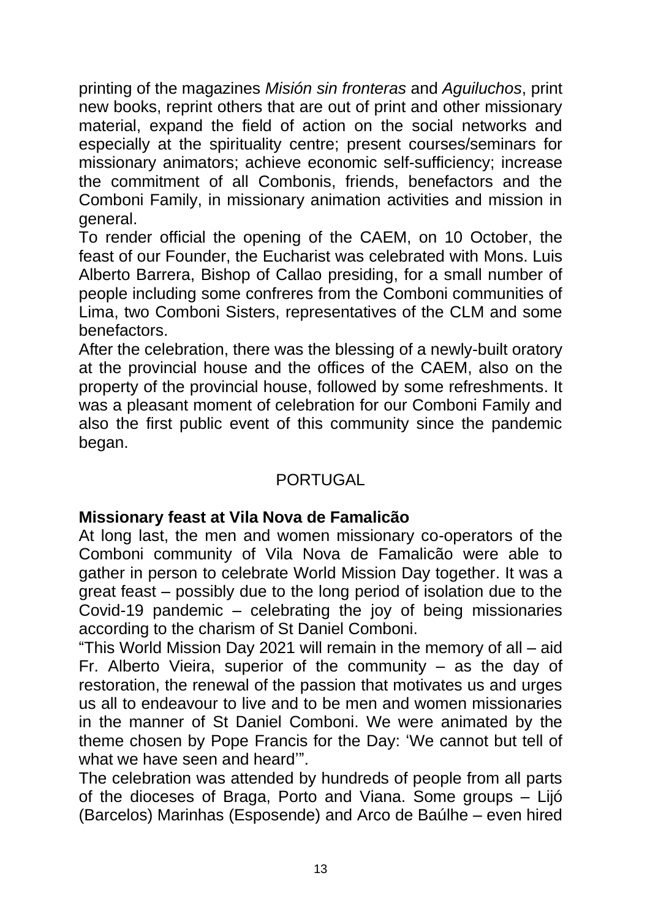printing of the magazines *Misión sin fronteras* and *Aguiluchos*, print new books, reprint others that are out of print and other missionary material, expand the field of action on the social networks and especially at the spirituality centre; present courses/seminars for missionary animators; achieve economic self-sufficiency; increase the commitment of all Combonis, friends, benefactors and the Comboni Family, in missionary animation activities and mission in general.

To render official the opening of the CAEM, on 10 October, the feast of our Founder, the Eucharist was celebrated with Mons. Luis Alberto Barrera, Bishop of Callao presiding, for a small number of people including some confreres from the Comboni communities of Lima, two Comboni Sisters, representatives of the CLM and some benefactors.

After the celebration, there was the blessing of a newly-built oratory at the provincial house and the offices of the CAEM, also on the property of the provincial house, followed by some refreshments. It was a pleasant moment of celebration for our Comboni Family and also the first public event of this community since the pandemic began.

## PORTUGAL

**Missionary feast at Vila Nova de Famalicão**

At long last, the men and women missionary co-operators of the Comboni community of Vila Nova de Famalicão were able to gather in person to celebrate World Mission Day together. It was a great feast – possibly due to the long period of isolation due to the Covid-19 pandemic – celebrating the joy of being missionaries according to the charism of St Daniel Comboni.

"This World Mission Day 2021 will remain in the memory of all – aid Fr. Alberto Vieira, superior of the community – as the day of restoration, the renewal of the passion that motivates us and urges us all to endeavour to live and to be men and women missionaries in the manner of St Daniel Comboni. We were animated by the theme chosen by Pope Francis for the Day: 'We cannot but tell of what we have seen and heard'".

The celebration was attended by hundreds of people from all parts of the dioceses of Braga, Porto and Viana. Some groups – Lijó (Barcelos) Marinhas (Esposende) and Arco de Baúlhe – even hired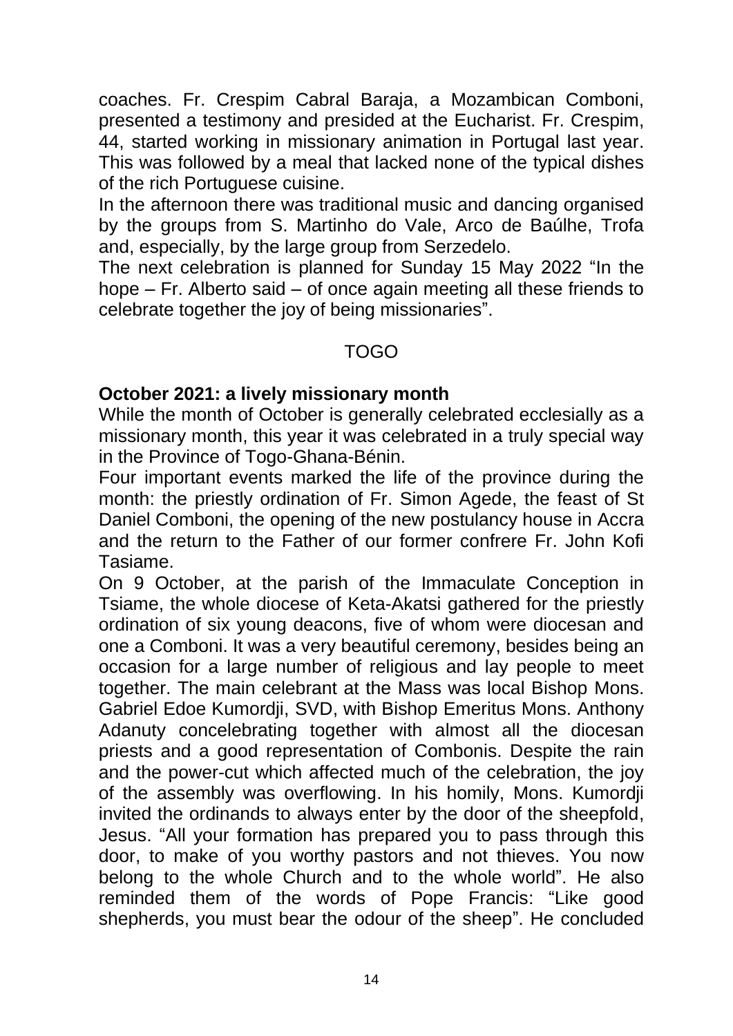coaches. Fr. Crespim Cabral Baraja, a Mozambican Comboni, presented a testimony and presided at the Eucharist. Fr. Crespim, 44, started working in missionary animation in Portugal last year. This was followed by a meal that lacked none of the typical dishes of the rich Portuguese cuisine.

In the afternoon there was traditional music and dancing organised by the groups from S. Martinho do Vale, Arco de Baúlhe, Trofa and, especially, by the large group from Serzedelo.

The next celebration is planned for Sunday 15 May 2022 "In the hope – Fr. Alberto said – of once again meeting all these friends to celebrate together the joy of being missionaries".

## TOGO

**October 2021: a lively missionary month**

While the month of October is generally celebrated ecclesially as a missionary month, this year it was celebrated in a truly special way in the Province of Togo-Ghana-Bénin.

Four important events marked the life of the province during the month: the priestly ordination of Fr. Simon Agede, the feast of St Daniel Comboni, the opening of the new postulancy house in Accra and the return to the Father of our former confrere Fr. John Kofi Tasiame.

On 9 October, at the parish of the Immaculate Conception in Tsiame, the whole diocese of Keta-Akatsi gathered for the priestly ordination of six young deacons, five of whom were diocesan and one a Comboni. It was a very beautiful ceremony, besides being an occasion for a large number of religious and lay people to meet together. The main celebrant at the Mass was local Bishop Mons. Gabriel Edoe Kumordji, SVD, with Bishop Emeritus Mons. Anthony Adanuty concelebrating together with almost all the diocesan priests and a good representation of Combonis. Despite the rain and the power-cut which affected much of the celebration, the joy of the assembly was overflowing. In his homily, Mons. Kumordji invited the ordinands to always enter by the door of the sheepfold, Jesus. "All your formation has prepared you to pass through this door, to make of you worthy pastors and not thieves. You now belong to the whole Church and to the whole world". He also reminded them of the words of Pope Francis: "Like good shepherds, you must bear the odour of the sheep". He concluded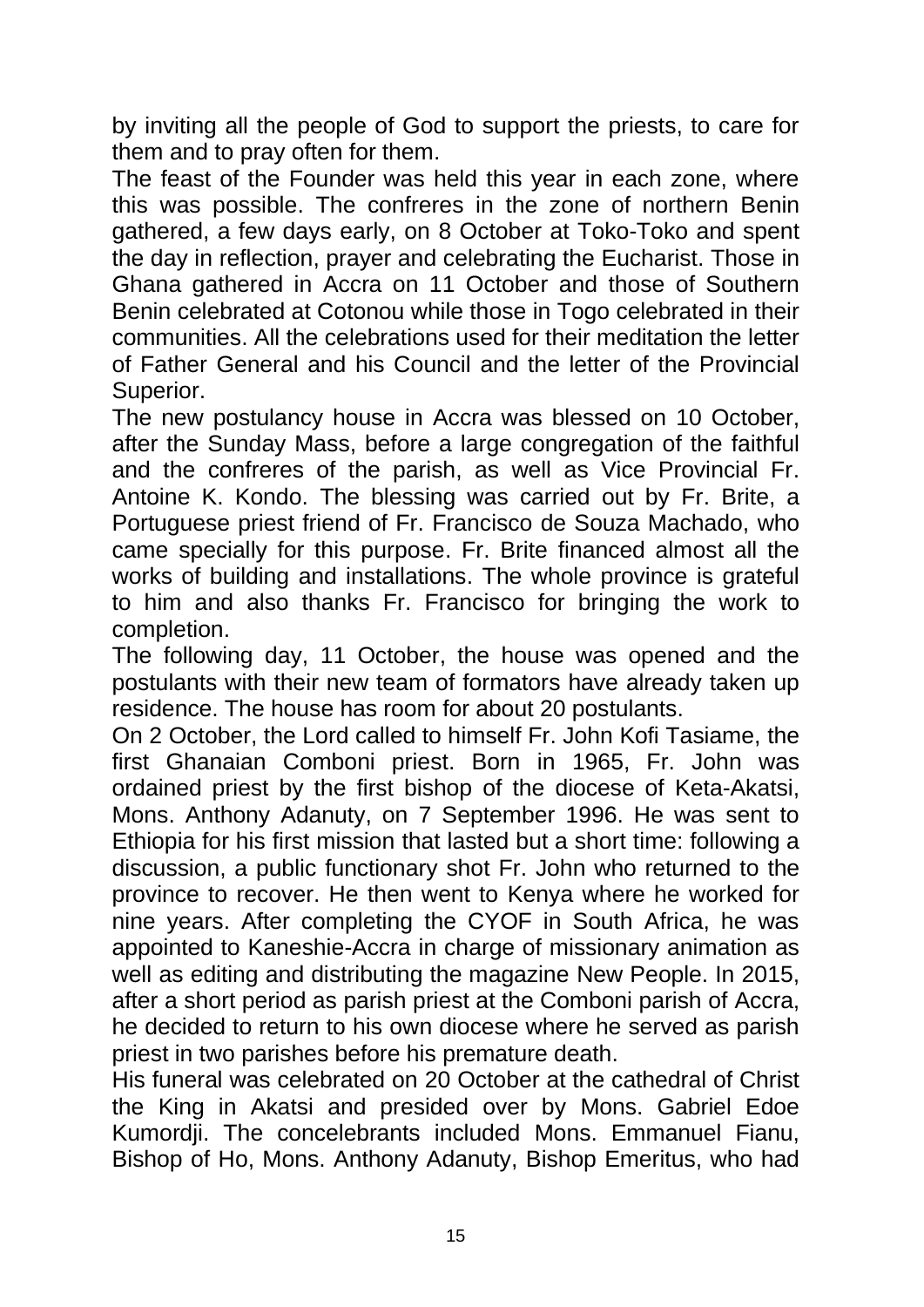by inviting all the people of God to support the priests, to care for them and to pray often for them.

The feast of the Founder was held this year in each zone, where this was possible. The confreres in the zone of northern Benin gathered, a few days early, on 8 October at Toko-Toko and spent the day in reflection, prayer and celebrating the Eucharist. Those in Ghana gathered in Accra on 11 October and those of Southern Benin celebrated at Cotonou while those in Togo celebrated in their communities. All the celebrations used for their meditation the letter of Father General and his Council and the letter of the Provincial Superior.

The new postulancy house in Accra was blessed on 10 October, after the Sunday Mass, before a large congregation of the faithful and the confreres of the parish, as well as Vice Provincial Fr. Antoine K. Kondo. The blessing was carried out by Fr. Brite, a Portuguese priest friend of Fr. Francisco de Souza Machado, who came specially for this purpose. Fr. Brite financed almost all the works of building and installations. The whole province is grateful to him and also thanks Fr. Francisco for bringing the work to completion.

The following day, 11 October, the house was opened and the postulants with their new team of formators have already taken up residence. The house has room for about 20 postulants.

On 2 October, the Lord called to himself Fr. John Kofi Tasiame, the first Ghanaian Comboni priest. Born in 1965, Fr. John was ordained priest by the first bishop of the diocese of Keta-Akatsi, Mons. Anthony Adanuty, on 7 September 1996. He was sent to Ethiopia for his first mission that lasted but a short time: following a discussion, a public functionary shot Fr. John who returned to the province to recover. He then went to Kenya where he worked for nine years. After completing the CYOF in South Africa, he was appointed to Kaneshie-Accra in charge of missionary animation as well as editing and distributing the magazine New People. In 2015, after a short period as parish priest at the Comboni parish of Accra, he decided to return to his own diocese where he served as parish priest in two parishes before his premature death.

His funeral was celebrated on 20 October at the cathedral of Christ the King in Akatsi and presided over by Mons. Gabriel Edoe Kumordji. The concelebrants included Mons. Emmanuel Fianu, Bishop of Ho, Mons. Anthony Adanuty, Bishop Emeritus, who had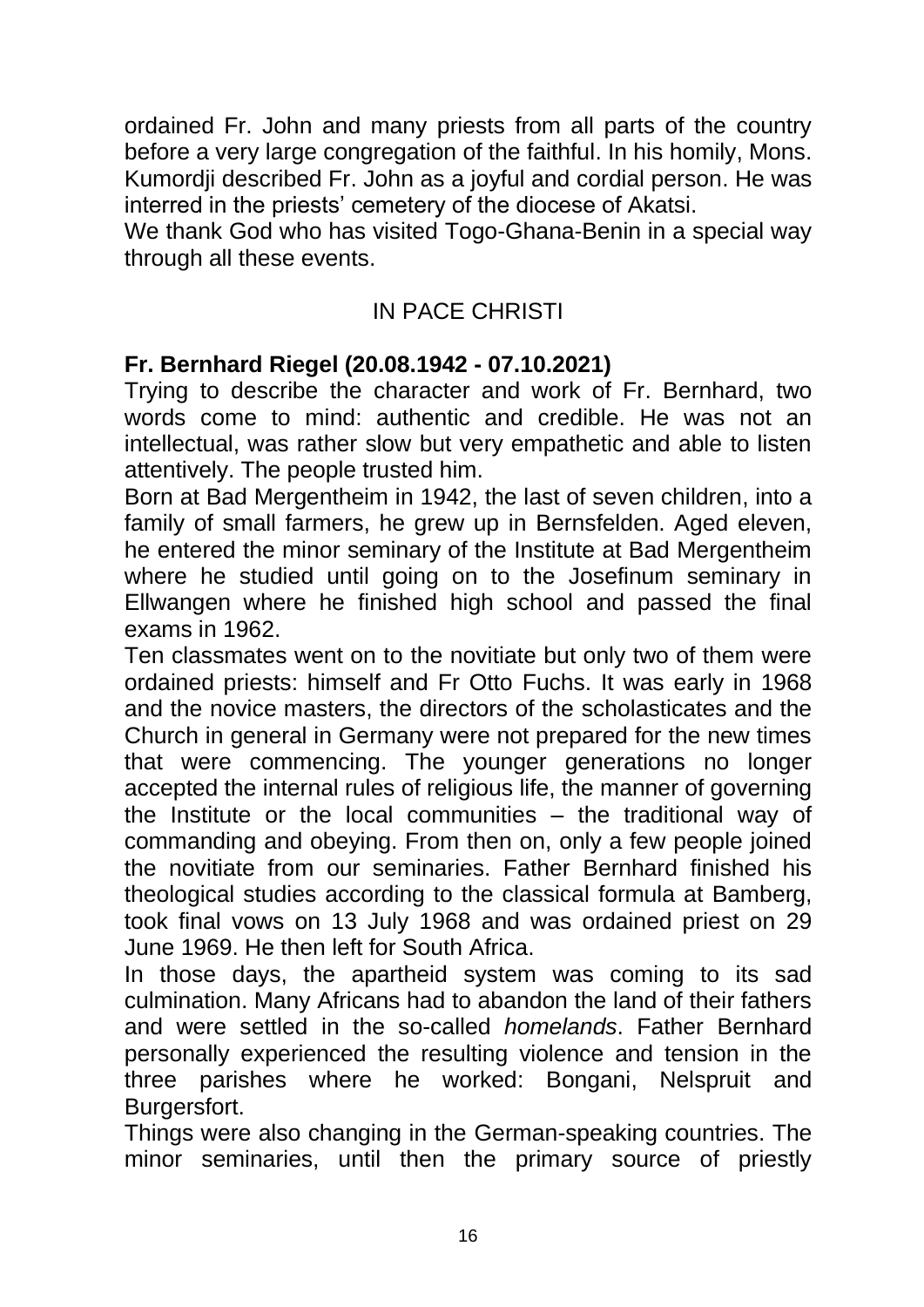ordained Fr. John and many priests from all parts of the country before a very large congregation of the faithful. In his homily, Mons. Kumordji described Fr. John as a joyful and cordial person. He was interred in the priests' cemetery of the diocese of Akatsi.

We thank God who has visited Togo-Ghana-Benin in a special way through all these events.

## IN PACE CHRISTI

### Fr. Bernhard Riegel (20.08.1942 - 07.10.2021)

Trying to describe the character and work of Fr. Bernhard, two words come to mind: authentic and credible. He was not an intellectual, was rather slow but very empathetic and able to listen attentively. The people trusted him.

Born at Bad Mergentheim in 1942, the last of seven children, into a family of small farmers, he grew up in Bernsfelden. Aged eleven, he entered the minor seminary of the Institute at Bad Mergentheim where he studied until going on to the Josefinum seminary in Ellwangen where he finished high school and passed the final exams in 1962.

Ten classmates went on to the novitiate but only two of them were ordained priests: himself and Fr Otto Fuchs. It was early in 1968 and the novice masters, the directors of the scholasticates and the Church in general in Germany were not prepared for the new times that were commencing. The younger generations no longer accepted the internal rules of religious life, the manner of governing the Institute or the local communities – the traditional way of commanding and obeying. From then on, only a few people joined the novitiate from our seminaries. Father Bernhard finished his theological studies according to the classical formula at Bamberg, took final vows on 13 July 1968 and was ordained priest on 29 June 1969. He then left for South Africa.

In those days, the apartheid system was coming to its sad culmination. Many Africans had to abandon the land of their fathers and were settled in the so-called *homelands*. Father Bernhard personally experienced the resulting violence and tension in the three parishes where he worked: Bongani, Nelspruit and Burgersfort.

Things were also changing in the German-speaking countries. The minor seminaries, until then the primary source of priestly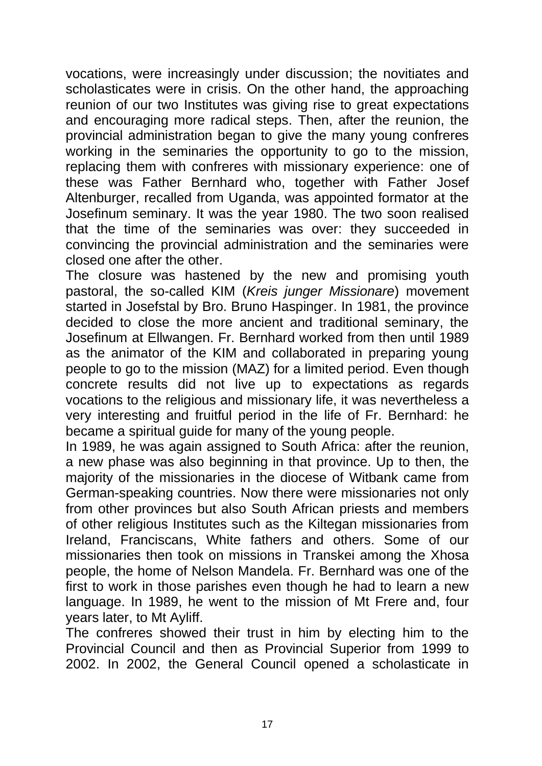vocations, were increasingly under discussion; the novitiates and scholasticates were in crisis. On the other hand, the approaching reunion of our two Institutes was giving rise to great expectations and encouraging more radical steps. Then, after the reunion, the provincial administration began to give the many young confreres working in the seminaries the opportunity to go to the mission, replacing them with confreres with missionary experience: one of these was Father Bernhard who, together with Father Josef Altenburger, recalled from Uganda, was appointed formator at the Josefinum seminary. It was the year 1980. The two soon realised that the time of the seminaries was over: they succeeded in convincing the provincial administration and the seminaries were closed one after the other.

The closure was hastened by the new and promising youth pastoral, the so-called KIM (*Kreis junger Missionare*) movement started in Josefstal by Bro. Bruno Haspinger. In 1981, the province decided to close the more ancient and traditional seminary, the Josefinum at Ellwangen. Fr. Bernhard worked from then until 1989 as the animator of the KIM and collaborated in preparing young people to go to the mission (MAZ) for a limited period. Even though concrete results did not live up to expectations as regards vocations to the religious and missionary life, it was nevertheless a very interesting and fruitful period in the life of Fr. Bernhard: he became a spiritual guide for many of the young people.

In 1989, he was again assigned to South Africa: after the reunion, a new phase was also beginning in that province. Up to then, the majority of the missionaries in the diocese of Witbank came from German-speaking countries. Now there were missionaries not only from other provinces but also South African priests and members of other religious Institutes such as the Kiltegan missionaries from Ireland, Franciscans, White fathers and others. Some of our missionaries then took on missions in Transkei among the Xhosa people, the home of Nelson Mandela. Fr. Bernhard was one of the first to work in those parishes even though he had to learn a new language. In 1989, he went to the mission of Mt Frere and, four years later, to Mt Ayliff.

The confreres showed their trust in him by electing him to the Provincial Council and then as Provincial Superior from 1999 to 2002. In 2002, the General Council opened a scholasticate in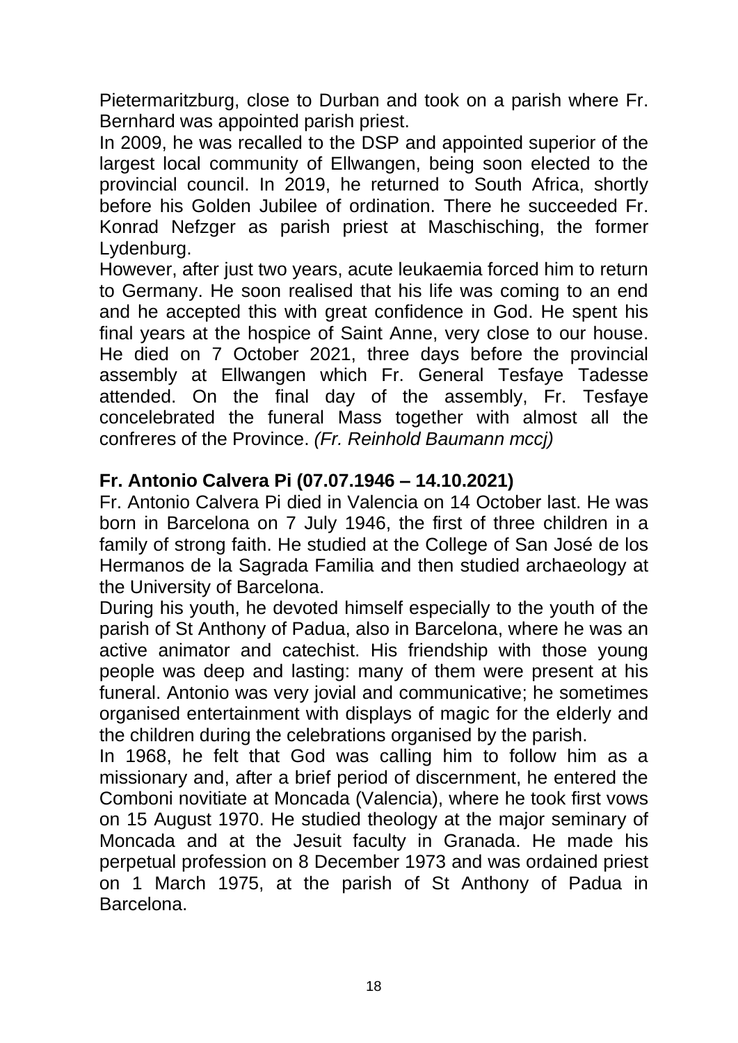Pietermaritzburg, close to Durban and took on a parish where Fr. Bernhard was appointed parish priest.

In 2009, he was recalled to the DSP and appointed superior of the largest local community of Ellwangen, being soon elected to the provincial council. In 2019, he returned to South Africa, shortly before his Golden Jubilee of ordination. There he succeeded Fr. Konrad Nefzger as parish priest at Maschisching, the former Lydenburg.

However, after just two years, acute leukaemia forced him to return to Germany. He soon realised that his life was coming to an end and he accepted this with great confidence in God. He spent his final years at the hospice of Saint Anne, very close to our house. He died on 7 October 2021, three days before the provincial assembly at Ellwangen which Fr. General Tesfaye Tadesse attended. On the final day of the assembly, Fr. Tesfaye concelebrated the funeral Mass together with almost all the confreres of the Province. *(Fr. Reinhold Baumann mccj)*

**Fr. Antonio Calvera Pi (07.07.1946 – 14.10.2021)**

Fr. Antonio Calvera Pi died in Valencia on 14 October last. He was born in Barcelona on 7 July 1946, the first of three children in a family of strong faith. He studied at the College of San José de los Hermanos de la Sagrada Familia and then studied archaeology at the University of Barcelona.

During his youth, he devoted himself especially to the youth of the parish of St Anthony of Padua, also in Barcelona, where he was an active animator and catechist. His friendship with those young people was deep and lasting: many of them were present at his funeral. Antonio was very jovial and communicative; he sometimes organised entertainment with displays of magic for the elderly and the children during the celebrations organised by the parish.

In 1968, he felt that God was calling him to follow him as a missionary and, after a brief period of discernment, he entered the Comboni novitiate at Moncada (Valencia), where he took first vows on 15 August 1970. He studied theology at the major seminary of Moncada and at the Jesuit faculty in Granada. He made his perpetual profession on 8 December 1973 and was ordained priest on 1 March 1975, at the parish of St Anthony of Padua in Barcelona.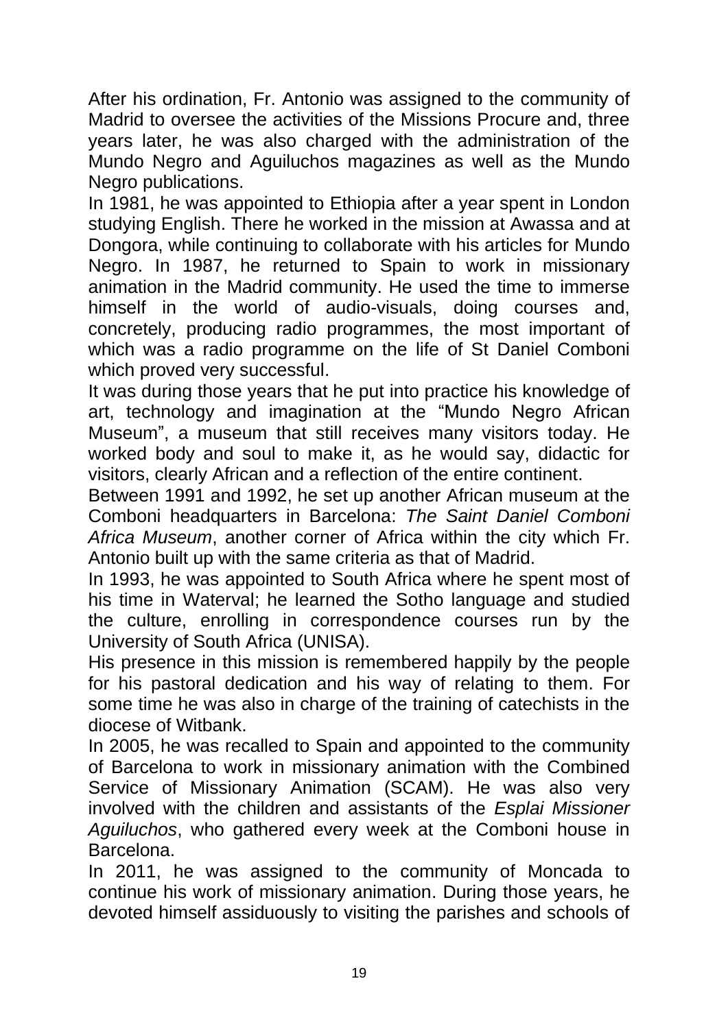After his ordination, Fr. Antonio was assigned to the community of Madrid to oversee the activities of the Missions Procure and, three years later, he was also charged with the administration of the Mundo Negro and Aguiluchos magazines as well as the Mundo Negro publications.

In 1981, he was appointed to Ethiopia after a year spent in London studying English. There he worked in the mission at Awassa and at Dongora, while continuing to collaborate with his articles for Mundo Negro. In 1987, he returned to Spain to work in missionary animation in the Madrid community. He used the time to immerse himself in the world of audio-visuals, doing courses and, concretely, producing radio programmes, the most important of which was a radio programme on the life of St Daniel Comboni which proved very successful.

It was during those years that he put into practice his knowledge of art, technology and imagination at the "Mundo Negro African Museum", a museum that still receives many visitors today. He worked body and soul to make it, as he would say, didactic for visitors, clearly African and a reflection of the entire continent.

Between 1991 and 1992, he set up another African museum at the Comboni headquarters in Barcelona: *The Saint Daniel Comboni Africa Museum*, another corner of Africa within the city which Fr. Antonio built up with the same criteria as that of Madrid.

In 1993, he was appointed to South Africa where he spent most of his time in Waterval; he learned the Sotho language and studied the culture, enrolling in correspondence courses run by the University of South Africa (UNISA).

His presence in this mission is remembered happily by the people for his pastoral dedication and his way of relating to them. For some time he was also in charge of the training of catechists in the diocese of Witbank.

In 2005, he was recalled to Spain and appointed to the community of Barcelona to work in missionary animation with the Combined Service of Missionary Animation (SCAM). He was also very involved with the children and assistants of the *Esplai Missioner Aguiluchos*, who gathered every week at the Comboni house in Barcelona.

In 2011, he was assigned to the community of Moncada to continue his work of missionary animation. During those years, he devoted himself assiduously to visiting the parishes and schools of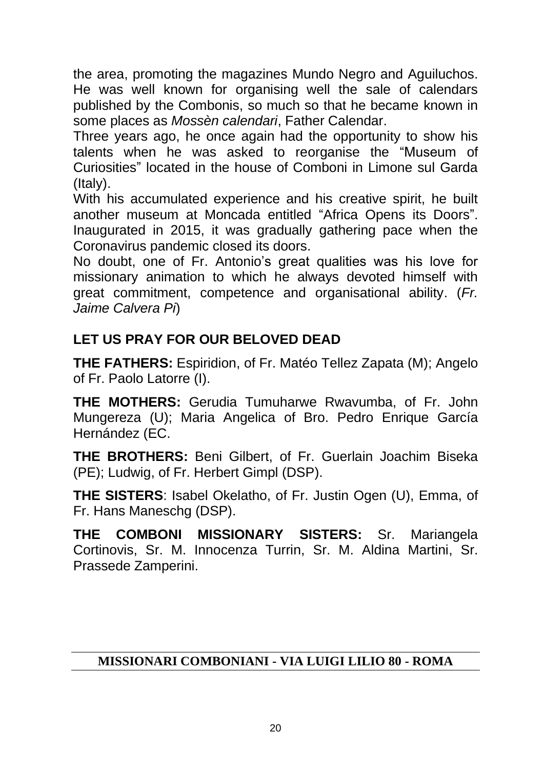the area, promoting the magazines Mundo Negro and Aguiluchos. He was well known for organising well the sale of calendars published by the Combonis, so much so that he became known in some places as *Mossèn calendari*, Father Calendar.

Three years ago, he once again had the opportunity to show his talents when he was asked to reorganise the "Museum of Curiosities" located in the house of Comboni in Limone sul Garda (Italy).

With his accumulated experience and his creative spirit, he built another museum at Moncada entitled "Africa Opens its Doors". Inaugurated in 2015, it was gradually gathering pace when the Coronavirus pandemic closed its doors.

No doubt, one of Fr. Antonio's great qualities was his love for missionary animation to which he always devoted himself with great commitment, competence and organisational ability. (*Fr. Jaime Calvera Pi*)

## LET US PRAY FOR OUR BELOVED DEAD

**THE FATHERS:** Espiridion, of Fr. Matéo Tellez Zapata (M); Angelo of Fr. Paolo Latorre (I).

**THE MOTHERS:** Gerudia Tumuharwe Rwavumba, of Fr. John Mungereza (U); Maria Angelica of Bro. Pedro Enrique García Hernández (EC.

**THE BROTHERS:** Beni Gilbert, of Fr. Guerlain Joachim Biseka (PE); Ludwig, of Fr. Herbert Gimpl (DSP).

**THE SISTERS**: Isabel Okelatho, of Fr. Justin Ogen (U), Emma, of Fr. Hans Maneschg (DSP).

**THE COMBONI MISSIONARY SISTERS:** Sr. Mariangela Cortinovis, Sr. M. Innocenza Turrin, Sr. M. Aldina Martini, Sr. Prassede Zamperini.

**MISSIONARI COMBONIANI - VIA LUIGI LILIO 80 - ROMA**